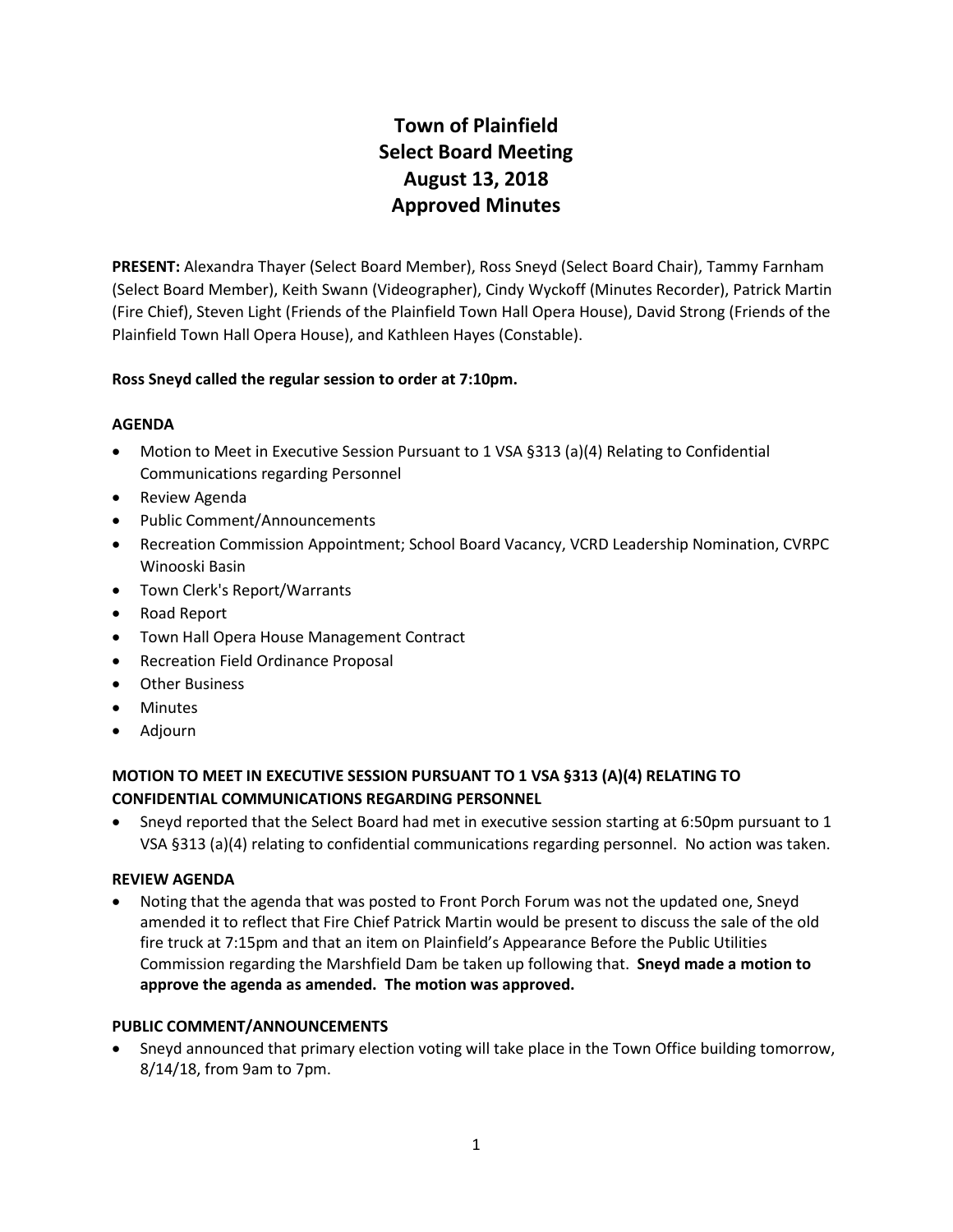# Town of Plainfield
# Select Board Meeting
# August 13, 2018
# Approved Minutes

**PRESENT:** Alexandra Thayer (Select Board Member), Ross Sneyd (Select Board Chair), Tammy Farnham (Select Board Member), Keith Swann (Videographer), Cindy Wyckoff (Minutes Recorder), Patrick Martin (Fire Chief), Steven Light (Friends of the Plainfield Town Hall Opera House), David Strong (Friends of the Plainfield Town Hall Opera House), and Kathleen Hayes (Constable).

**Ross Sneyd called the regular session to order at 7:10pm.**

### AGENDA

- Motion to Meet in Executive Session Pursuant to 1 VSA §313 (a)(4) Relating to Confidential Communications regarding Personnel
- Review Agenda
- Public Comment/Announcements
- Recreation Commission Appointment; School Board Vacancy, VCRD Leadership Nomination, CVRPC Winooski Basin
- Town Clerk's Report/Warrants
- Road Report
- Town Hall Opera House Management Contract
- Recreation Field Ordinance Proposal
- Other Business
- Minutes
- Adjourn

### MOTION TO MEET IN EXECUTIVE SESSION PURSUANT TO 1 VSA §313 (A)(4) RELATING TO CONFIDENTIAL COMMUNICATIONS REGARDING PERSONNEL

- Sneyd reported that the Select Board had met in executive session starting at 6:50pm pursuant to 1 VSA §313 (a)(4) relating to confidential communications regarding personnel. No action was taken.

### REVIEW AGENDA

- Noting that the agenda that was posted to Front Porch Forum was not the updated one, Sneyd amended it to reflect that Fire Chief Patrick Martin would be present to discuss the sale of the old fire truck at 7:15pm and that an item on Plainfield's Appearance Before the Public Utilities Commission regarding the Marshfield Dam be taken up following that. **Sneyd made a motion to approve the agenda as amended. The motion was approved.**

### PUBLIC COMMENT/ANNOUNCEMENTS

- Sneyd announced that primary election voting will take place in the Town Office building tomorrow, 8/14/18, from 9am to 7pm.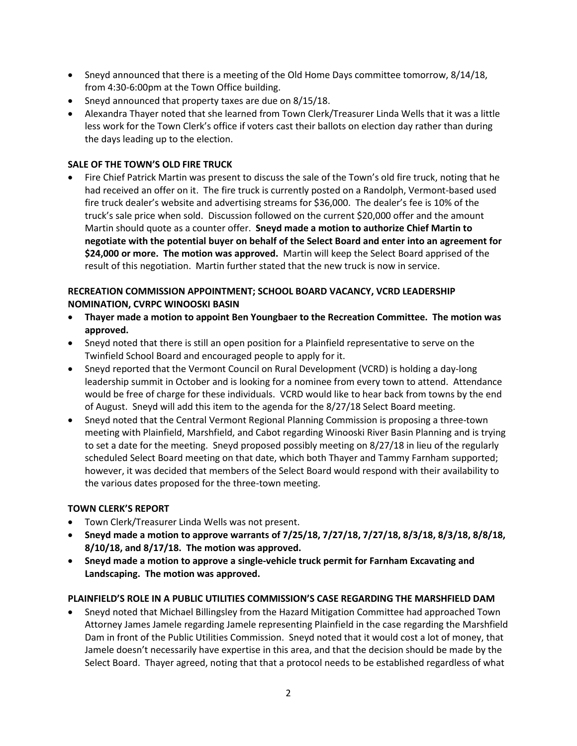- Sneyd announced that there is a meeting of the Old Home Days committee tomorrow, 8/14/18, from 4:30-6:00pm at the Town Office building.
- Sneyd announced that property taxes are due on 8/15/18.
- Alexandra Thayer noted that she learned from Town Clerk/Treasurer Linda Wells that it was a little less work for the Town Clerk's office if voters cast their ballots on election day rather than during the days leading up to the election.

**SALE OF THE TOWN'S OLD FIRE TRUCK**

- Fire Chief Patrick Martin was present to discuss the sale of the Town's old fire truck, noting that he had received an offer on it. The fire truck is currently posted on a Randolph, Vermont-based used fire truck dealer's website and advertising streams for $36,000. The dealer's fee is 10% of the truck's sale price when sold. Discussion followed on the current $20,000 offer and the amount Martin should quote as a counter offer. **Sneyd made a motion to authorize Chief Martin to negotiate with the potential buyer on behalf of the Select Board and enter into an agreement for $24,000 or more. The motion was approved.** Martin will keep the Select Board apprised of the result of this negotiation. Martin further stated that the new truck is now in service.

**RECREATION COMMISSION APPOINTMENT; SCHOOL BOARD VACANCY, VCRD LEADERSHIP NOMINATION, CVRPC WINOOSKI BASIN**

- **Thayer made a motion to appoint Ben Youngbaer to the Recreation Committee. The motion was approved.**
- Sneyd noted that there is still an open position for a Plainfield representative to serve on the Twinfield School Board and encouraged people to apply for it.
- Sneyd reported that the Vermont Council on Rural Development (VCRD) is holding a day-long leadership summit in October and is looking for a nominee from every town to attend. Attendance would be free of charge for these individuals. VCRD would like to hear back from towns by the end of August. Sneyd will add this item to the agenda for the 8/27/18 Select Board meeting.
- Sneyd noted that the Central Vermont Regional Planning Commission is proposing a three-town meeting with Plainfield, Marshfield, and Cabot regarding Winooski River Basin Planning and is trying to set a date for the meeting. Sneyd proposed possibly meeting on 8/27/18 in lieu of the regularly scheduled Select Board meeting on that date, which both Thayer and Tammy Farnham supported; however, it was decided that members of the Select Board would respond with their availability to the various dates proposed for the three-town meeting.

**TOWN CLERK'S REPORT**

- Town Clerk/Treasurer Linda Wells was not present.
- **Sneyd made a motion to approve warrants of 7/25/18, 7/27/18, 7/27/18, 8/3/18, 8/3/18, 8/8/18, 8/10/18, and 8/17/18. The motion was approved.**
- **Sneyd made a motion to approve a single-vehicle truck permit for Farnham Excavating and Landscaping. The motion was approved.**

**PLAINFIELD'S ROLE IN A PUBLIC UTILITIES COMMISSION'S CASE REGARDING THE MARSHFIELD DAM**

- Sneyd noted that Michael Billingsley from the Hazard Mitigation Committee had approached Town Attorney James Jamele regarding Jamele representing Plainfield in the case regarding the Marshfield Dam in front of the Public Utilities Commission. Sneyd noted that it would cost a lot of money, that Jamele doesn't necessarily have expertise in this area, and that the decision should be made by the Select Board. Thayer agreed, noting that that a protocol needs to be established regardless of what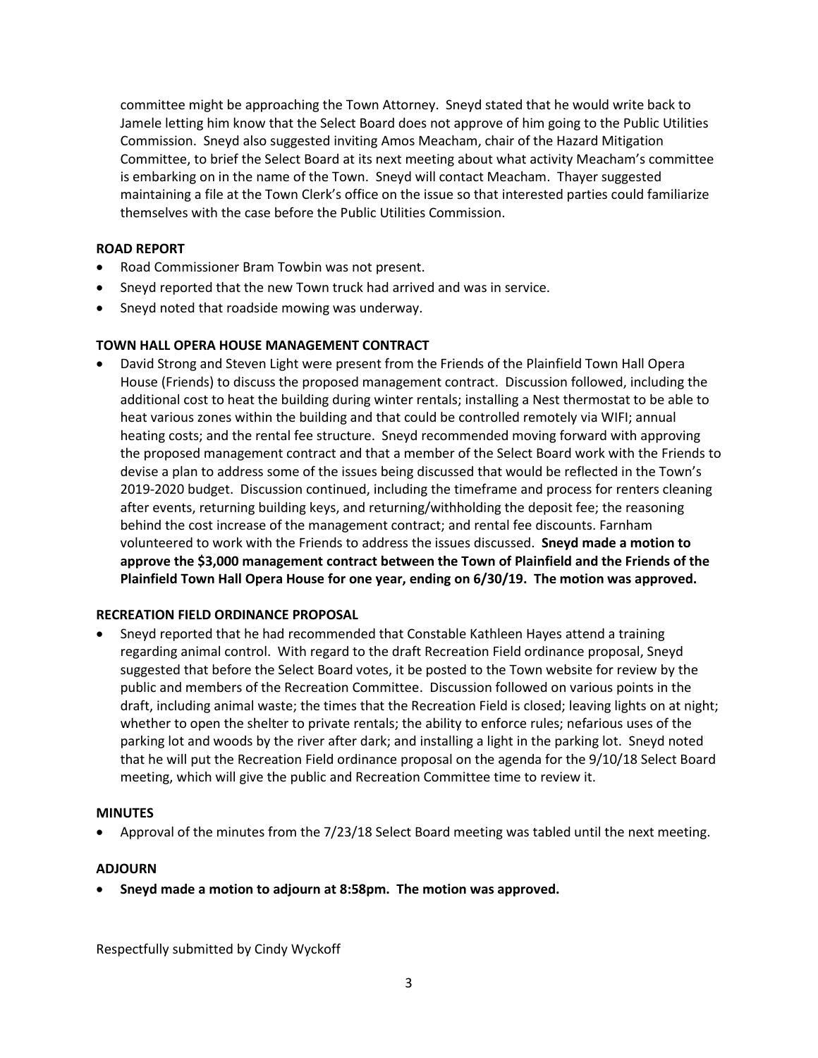committee might be approaching the Town Attorney. Sneyd stated that he would write back to Jamele letting him know that the Select Board does not approve of him going to the Public Utilities Commission. Sneyd also suggested inviting Amos Meacham, chair of the Hazard Mitigation Committee, to brief the Select Board at its next meeting about what activity Meacham's committee is embarking on in the name of the Town. Sneyd will contact Meacham. Thayer suggested maintaining a file at the Town Clerk's office on the issue so that interested parties could familiarize themselves with the case before the Public Utilities Commission.

**ROAD REPORT**

- Road Commissioner Bram Towbin was not present.
- Sneyd reported that the new Town truck had arrived and was in service.
- Sneyd noted that roadside mowing was underway.

**TOWN HALL OPERA HOUSE MANAGEMENT CONTRACT**

- David Strong and Steven Light were present from the Friends of the Plainfield Town Hall Opera House (Friends) to discuss the proposed management contract. Discussion followed, including the additional cost to heat the building during winter rentals; installing a Nest thermostat to be able to heat various zones within the building and that could be controlled remotely via WIFI; annual heating costs; and the rental fee structure. Sneyd recommended moving forward with approving the proposed management contract and that a member of the Select Board work with the Friends to devise a plan to address some of the issues being discussed that would be reflected in the Town's 2019-2020 budget. Discussion continued, including the timeframe and process for renters cleaning after events, returning building keys, and returning/withholding the deposit fee; the reasoning behind the cost increase of the management contract; and rental fee discounts. Farnham volunteered to work with the Friends to address the issues discussed. **Sneyd made a motion to approve the $3,000 management contract between the Town of Plainfield and the Friends of the Plainfield Town Hall Opera House for one year, ending on 6/30/19. The motion was approved.**

**RECREATION FIELD ORDINANCE PROPOSAL**

- Sneyd reported that he had recommended that Constable Kathleen Hayes attend a training regarding animal control. With regard to the draft Recreation Field ordinance proposal, Sneyd suggested that before the Select Board votes, it be posted to the Town website for review by the public and members of the Recreation Committee. Discussion followed on various points in the draft, including animal waste; the times that the Recreation Field is closed; leaving lights on at night; whether to open the shelter to private rentals; the ability to enforce rules; nefarious uses of the parking lot and woods by the river after dark; and installing a light in the parking lot. Sneyd noted that he will put the Recreation Field ordinance proposal on the agenda for the 9/10/18 Select Board meeting, which will give the public and Recreation Committee time to review it.

**MINUTES**

- Approval of the minutes from the 7/23/18 Select Board meeting was tabled until the next meeting.

**ADJOURN**

- **Sneyd made a motion to adjourn at 8:58pm. The motion was approved.**

Respectfully submitted by Cindy Wyckoff